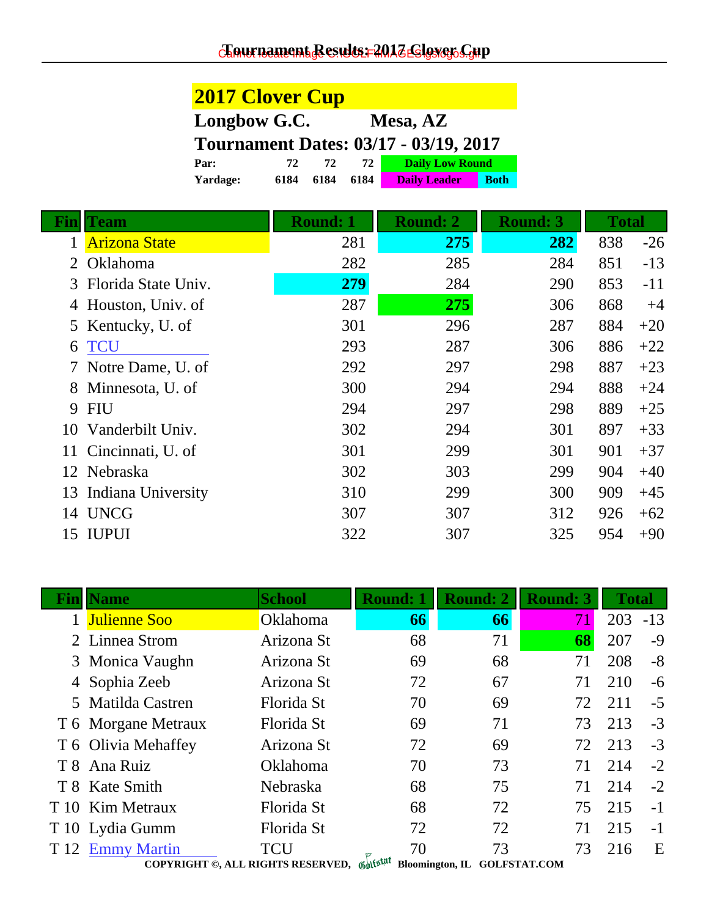# Tournament Results: 2017 Clover Cup

## 2017 Clover Cup

**Longbow G.C. Mesa, AZ**

**Tournament Dates: 03/17 - 03/19, 2017**

| | | | |
|---|---|---|---|
| **Par:** | **72** | **72** | **72** |
| **Yardage:** | **6184** | **6184** | **6184** |

Legend: Daily Low Round | Daily Leader | Both

| Fin | Team | Round: 1 | Round: 2 | Round: 3 | Total | |
|---|---|---|---|---|---|---|
| 1 | Arizona State | 281 | **275** | **282** | 838 | -26 |
| 2 | Oklahoma | 282 | 285 | 284 | 851 | -13 |
| 3 | Florida State Univ. | **279** | 284 | 290 | 853 | -11 |
| 4 | Houston, Univ. of | 287 | **275** | 306 | 868 | +4 |
| 5 | Kentucky, U. of | 301 | 296 | 287 | 884 | +20 |
| 6 | TCU | 293 | 287 | 306 | 886 | +22 |
| 7 | Notre Dame, U. of | 292 | 297 | 298 | 887 | +23 |
| 8 | Minnesota, U. of | 300 | 294 | 294 | 888 | +24 |
| 9 | FIU | 294 | 297 | 298 | 889 | +25 |
| 10 | Vanderbilt Univ. | 302 | 294 | 301 | 897 | +33 |
| 11 | Cincinnati, U. of | 301 | 299 | 301 | 901 | +37 |
| 12 | Nebraska | 302 | 303 | 299 | 904 | +40 |
| 13 | Indiana University | 310 | 299 | 300 | 909 | +45 |
| 14 | UNCG | 307 | 307 | 312 | 926 | +62 |
| 15 | IUPUI | 322 | 307 | 325 | 954 | +90 |

| Fin | Name | School | Round: 1 | Round: 2 | Round: 3 | Total | |
|---|---|---|---|---|---|---|---|
| 1 | Julienne Soo | Oklahoma | **66** | **66** | 71 | 203 | -13 |
| 2 | Linnea Strom | Arizona St | 68 | 71 | **68** | 207 | -9 |
| 3 | Monica Vaughn | Arizona St | 69 | 68 | 71 | 208 | -8 |
| 4 | Sophia Zeeb | Arizona St | 72 | 67 | 71 | 210 | -6 |
| 5 | Matilda Castren | Florida St | 70 | 69 | 72 | 211 | -5 |
| T 6 | Morgane Metraux | Florida St | 69 | 71 | 73 | 213 | -3 |
| T 6 | Olivia Mehaffey | Arizona St | 72 | 69 | 72 | 213 | -3 |
| T 8 | Ana Ruiz | Oklahoma | 70 | 73 | 71 | 214 | -2 |
| T 8 | Kate Smith | Nebraska | 68 | 75 | 71 | 214 | -2 |
| T 10 | Kim Metraux | Florida St | 68 | 72 | 75 | 215 | -1 |
| T 10 | Lydia Gumm | Florida St | 72 | 72 | 71 | 215 | -1 |
| T 12 | Emmy Martin | TCU | 70 | 73 | 73 | 216 | E |

COPYRIGHT ©, ALL RIGHTS RESERVED, Golfstat Bloomington, IL GOLFSTAT.COM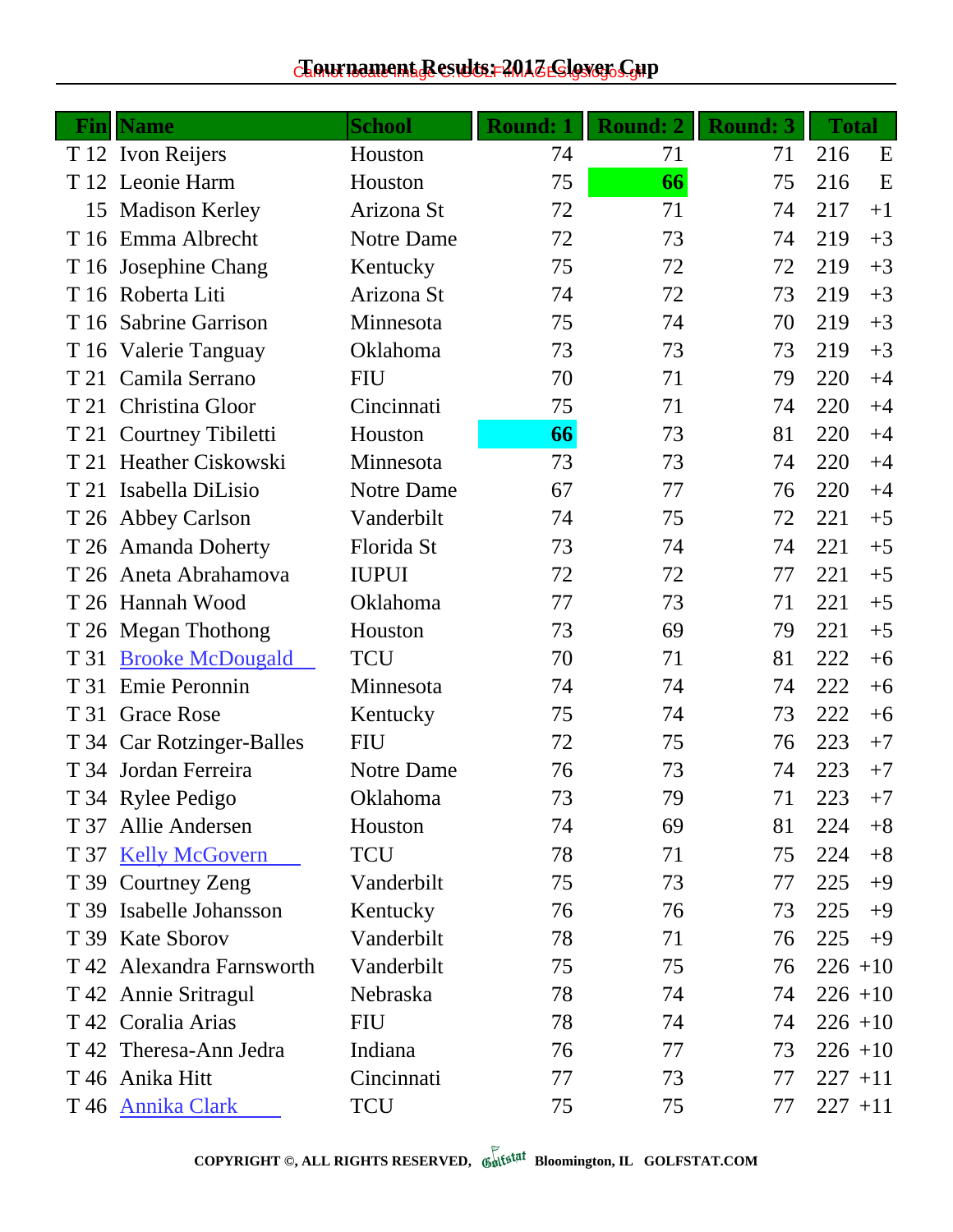# Tournament Results: 2017 Clover Cup

| Fin | Name | School | Round: 1 | Round: 2 | Round: 3 | Total | |
|---|---|---|---|---|---|---|---|
| T 12 | Ivon Reijers | Houston | 74 | 71 | 71 | 216 | E |
| T 12 | Leonie Harm | Houston | 75 | **66** | 75 | 216 | E |
| 15 | Madison Kerley | Arizona St | 72 | 71 | 74 | 217 | +1 |
| T 16 | Emma Albrecht | Notre Dame | 72 | 73 | 74 | 219 | +3 |
| T 16 | Josephine Chang | Kentucky | 75 | 72 | 72 | 219 | +3 |
| T 16 | Roberta Liti | Arizona St | 74 | 72 | 73 | 219 | +3 |
| T 16 | Sabrine Garrison | Minnesota | 75 | 74 | 70 | 219 | +3 |
| T 16 | Valerie Tanguay | Oklahoma | 73 | 73 | 73 | 219 | +3 |
| T 21 | Camila Serrano | FIU | 70 | 71 | 79 | 220 | +4 |
| T 21 | Christina Gloor | Cincinnati | 75 | 71 | 74 | 220 | +4 |
| T 21 | Courtney Tibiletti | Houston | **66** | 73 | 81 | 220 | +4 |
| T 21 | Heather Ciskowski | Minnesota | 73 | 73 | 74 | 220 | +4 |
| T 21 | Isabella DiLisio | Notre Dame | 67 | 77 | 76 | 220 | +4 |
| T 26 | Abbey Carlson | Vanderbilt | 74 | 75 | 72 | 221 | +5 |
| T 26 | Amanda Doherty | Florida St | 73 | 74 | 74 | 221 | +5 |
| T 26 | Aneta Abrahamova | IUPUI | 72 | 72 | 77 | 221 | +5 |
| T 26 | Hannah Wood | Oklahoma | 77 | 73 | 71 | 221 | +5 |
| T 26 | Megan Thothong | Houston | 73 | 69 | 79 | 221 | +5 |
| T 31 | Brooke McDougald | TCU | 70 | 71 | 81 | 222 | +6 |
| T 31 | Emie Peronnin | Minnesota | 74 | 74 | 74 | 222 | +6 |
| T 31 | Grace Rose | Kentucky | 75 | 74 | 73 | 222 | +6 |
| T 34 | Car Rotzinger-Balles | FIU | 72 | 75 | 76 | 223 | +7 |
| T 34 | Jordan Ferreira | Notre Dame | 76 | 73 | 74 | 223 | +7 |
| T 34 | Rylee Pedigo | Oklahoma | 73 | 79 | 71 | 223 | +7 |
| T 37 | Allie Andersen | Houston | 74 | 69 | 81 | 224 | +8 |
| T 37 | Kelly McGovern | TCU | 78 | 71 | 75 | 224 | +8 |
| T 39 | Courtney Zeng | Vanderbilt | 75 | 73 | 77 | 225 | +9 |
| T 39 | Isabelle Johansson | Kentucky | 76 | 76 | 73 | 225 | +9 |
| T 39 | Kate Sborov | Vanderbilt | 78 | 71 | 76 | 225 | +9 |
| T 42 | Alexandra Farnsworth | Vanderbilt | 75 | 75 | 76 | 226 | +10 |
| T 42 | Annie Sritragul | Nebraska | 78 | 74 | 74 | 226 | +10 |
| T 42 | Coralia Arias | FIU | 78 | 74 | 74 | 226 | +10 |
| T 42 | Theresa-Ann Jedra | Indiana | 76 | 77 | 73 | 226 | +10 |
| T 46 | Anika Hitt | Cincinnati | 77 | 73 | 77 | 227 | +11 |
| T 46 | Annika Clark | TCU | 75 | 75 | 77 | 227 | +11 |

**COPYRIGHT ©, ALL RIGHTS RESERVED, Golfstat Bloomington, IL GOLFSTAT.COM**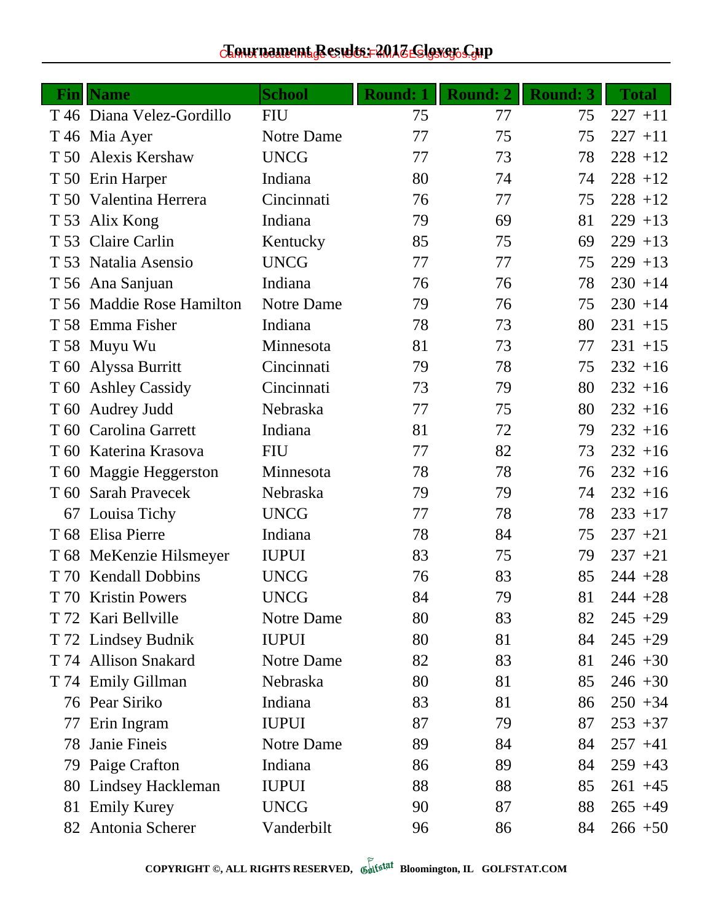# Tournament Results: 2017 Clover Cup

| Fin | Name | School | Round: 1 | Round: 2 | Round: 3 | Total |
|---|---|---|---|---|---|---|
| T 46 | Diana Velez-Gordillo | FIU | 75 | 77 | 75 | 227 +11 |
| T 46 | Mia Ayer | Notre Dame | 77 | 75 | 75 | 227 +11 |
| T 50 | Alexis Kershaw | UNCG | 77 | 73 | 78 | 228 +12 |
| T 50 | Erin Harper | Indiana | 80 | 74 | 74 | 228 +12 |
| T 50 | Valentina Herrera | Cincinnati | 76 | 77 | 75 | 228 +12 |
| T 53 | Alix Kong | Indiana | 79 | 69 | 81 | 229 +13 |
| T 53 | Claire Carlin | Kentucky | 85 | 75 | 69 | 229 +13 |
| T 53 | Natalia Asensio | UNCG | 77 | 77 | 75 | 229 +13 |
| T 56 | Ana Sanjuan | Indiana | 76 | 76 | 78 | 230 +14 |
| T 56 | Maddie Rose Hamilton | Notre Dame | 79 | 76 | 75 | 230 +14 |
| T 58 | Emma Fisher | Indiana | 78 | 73 | 80 | 231 +15 |
| T 58 | Muyu Wu | Minnesota | 81 | 73 | 77 | 231 +15 |
| T 60 | Alyssa Burritt | Cincinnati | 79 | 78 | 75 | 232 +16 |
| T 60 | Ashley Cassidy | Cincinnati | 73 | 79 | 80 | 232 +16 |
| T 60 | Audrey Judd | Nebraska | 77 | 75 | 80 | 232 +16 |
| T 60 | Carolina Garrett | Indiana | 81 | 72 | 79 | 232 +16 |
| T 60 | Katerina Krasova | FIU | 77 | 82 | 73 | 232 +16 |
| T 60 | Maggie Heggerston | Minnesota | 78 | 78 | 76 | 232 +16 |
| T 60 | Sarah Pravecek | Nebraska | 79 | 79 | 74 | 232 +16 |
| 67 | Louisa Tichy | UNCG | 77 | 78 | 78 | 233 +17 |
| T 68 | Elisa Pierre | Indiana | 78 | 84 | 75 | 237 +21 |
| T 68 | MeKenzie Hilsmeyer | IUPUI | 83 | 75 | 79 | 237 +21 |
| T 70 | Kendall Dobbins | UNCG | 76 | 83 | 85 | 244 +28 |
| T 70 | Kristin Powers | UNCG | 84 | 79 | 81 | 244 +28 |
| T 72 | Kari Bellville | Notre Dame | 80 | 83 | 82 | 245 +29 |
| T 72 | Lindsey Budnik | IUPUI | 80 | 81 | 84 | 245 +29 |
| T 74 | Allison Snakard | Notre Dame | 82 | 83 | 81 | 246 +30 |
| T 74 | Emily Gillman | Nebraska | 80 | 81 | 85 | 246 +30 |
| 76 | Pear Siriko | Indiana | 83 | 81 | 86 | 250 +34 |
| 77 | Erin Ingram | IUPUI | 87 | 79 | 87 | 253 +37 |
| 78 | Janie Fineis | Notre Dame | 89 | 84 | 84 | 257 +41 |
| 79 | Paige Crafton | Indiana | 86 | 89 | 84 | 259 +43 |
| 80 | Lindsey Hackleman | IUPUI | 88 | 88 | 85 | 261 +45 |
| 81 | Emily Kurey | UNCG | 90 | 87 | 88 | 265 +49 |
| 82 | Antonia Scherer | Vanderbilt | 96 | 86 | 84 | 266 +50 |

**COPYRIGHT ©, ALL RIGHTS RESERVED, Golfstat Bloomington, IL GOLFSTAT.COM**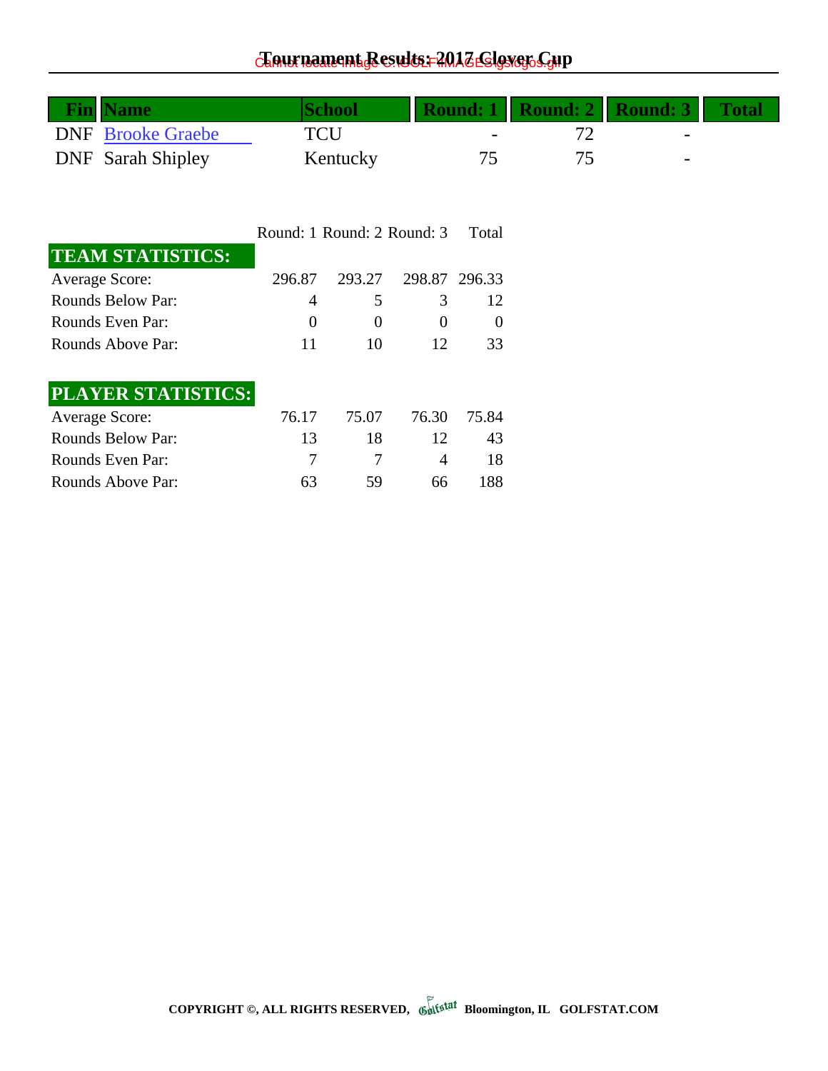# Tournament Results: 2017 Clover Cup

Cannot locate image C:\GOLF\IMAGES\gslogos.gif

| Fin | Name | School | Round: 1 | Round: 2 | Round: 3 | Total |
|---|---|---|---|---|---|---|
| DNF | Brooke Graebe | TCU | - | 72 | - | |
| DNF | Sarah Shipley | Kentucky | 75 | 75 | - | |

| | Round: 1 | Round: 2 | Round: 3 | Total |
|---|---|---|---|---|
| **TEAM STATISTICS:** | | | | |
| Average Score: | 296.87 | 293.27 | 298.87 | 296.33 |
| Rounds Below Par: | 4 | 5 | 3 | 12 |
| Rounds Even Par: | 0 | 0 | 0 | 0 |
| Rounds Above Par: | 11 | 10 | 12 | 33 |
| **PLAYER STATISTICS:** | | | | |
| Average Score: | 76.17 | 75.07 | 76.30 | 75.84 |
| Rounds Below Par: | 13 | 18 | 12 | 43 |
| Rounds Even Par: | 7 | 7 | 4 | 18 |
| Rounds Above Par: | 63 | 59 | 66 | 188 |

**COPYRIGHT ©, ALL RIGHTS RESERVED, Golfstat Bloomington, IL GOLFSTAT.COM**